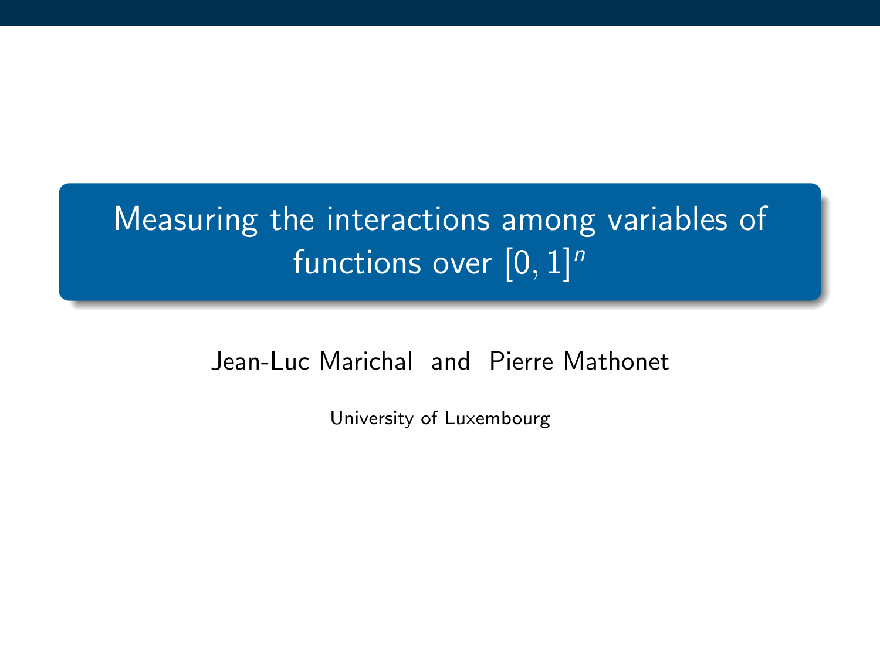# Measuring the interactions among variables of functions over $[0, 1]^n$

Jean-Luc Marichal and Pierre Mathonet

University of Luxembourg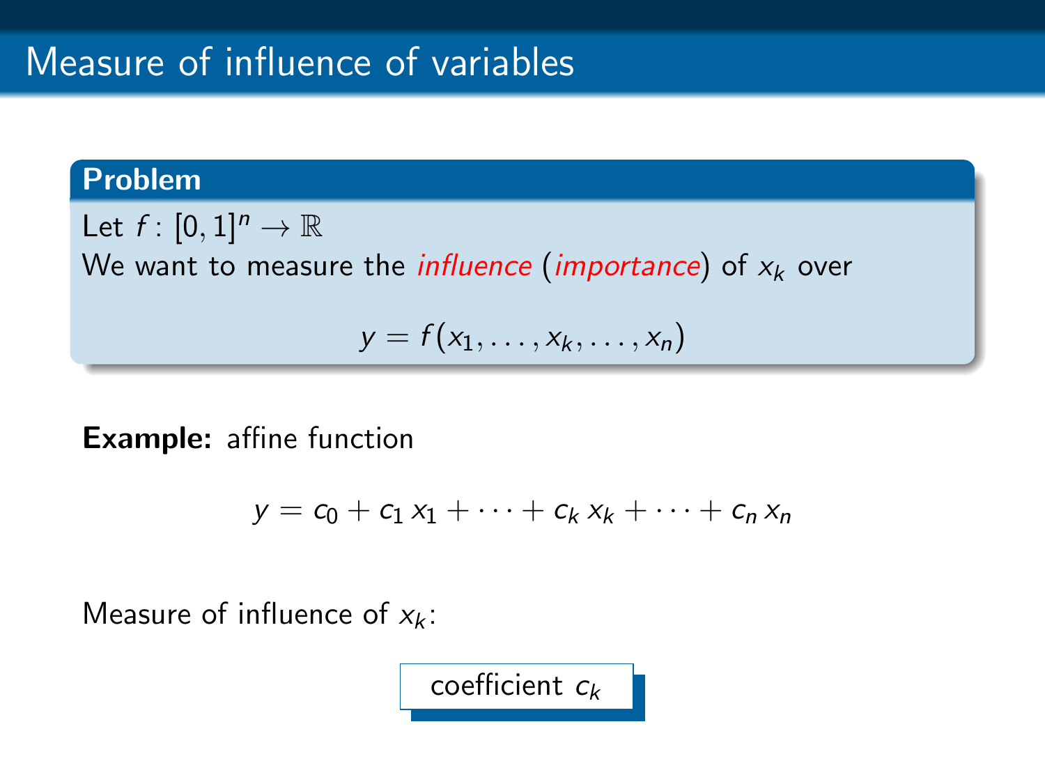# Measure of influence of variables

**Problem**

Let $f\colon [0,1]^n \to \mathbb{R}$

We want to measure the *influence* (*importance*) of $x_k$ over

$$y = f(x_1, \ldots, x_k, \ldots, x_n)$$

**Example:** affine function

$$y = c_0 + c_1\, x_1 + \cdots + c_k\, x_k + \cdots + c_n\, x_n$$

Measure of influence of $x_k$:

coefficient $c_k$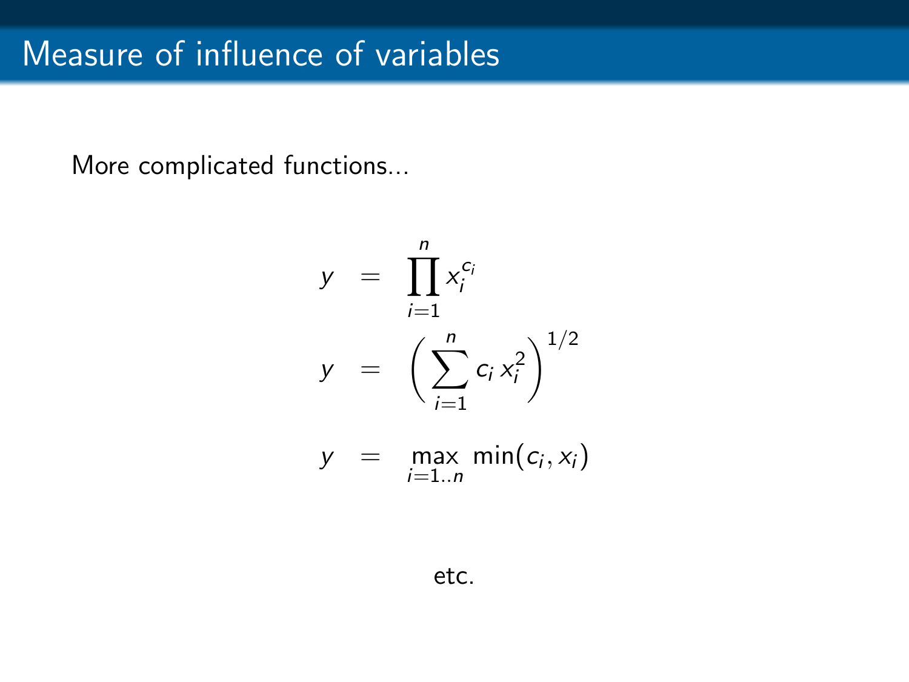# Measure of influence of variables

More complicated functions...

$$
\begin{aligned}
y &= \prod_{i=1}^{n} x_i^{c_i} \\
y &= \left( \sum_{i=1}^{n} c_i \, x_i^2 \right)^{1/2} \\
y &= \max_{i=1..n} \min(c_i, x_i)
\end{aligned}
$$

etc.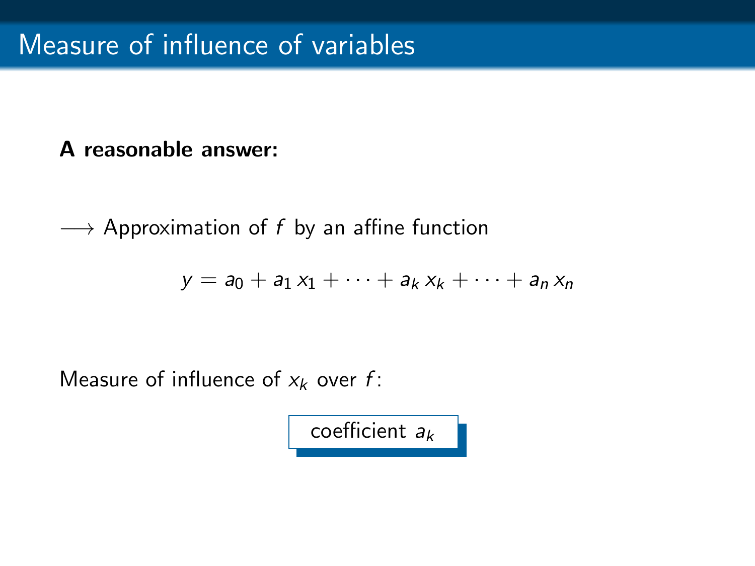# Measure of influence of variables

**A reasonable answer:**

$\longrightarrow$ Approximation of $f$ by an affine function

$$y = a_0 + a_1\, x_1 + \cdots + a_k\, x_k + \cdots + a_n\, x_n$$

Measure of influence of $x_k$ over $f$:

coefficient $a_k$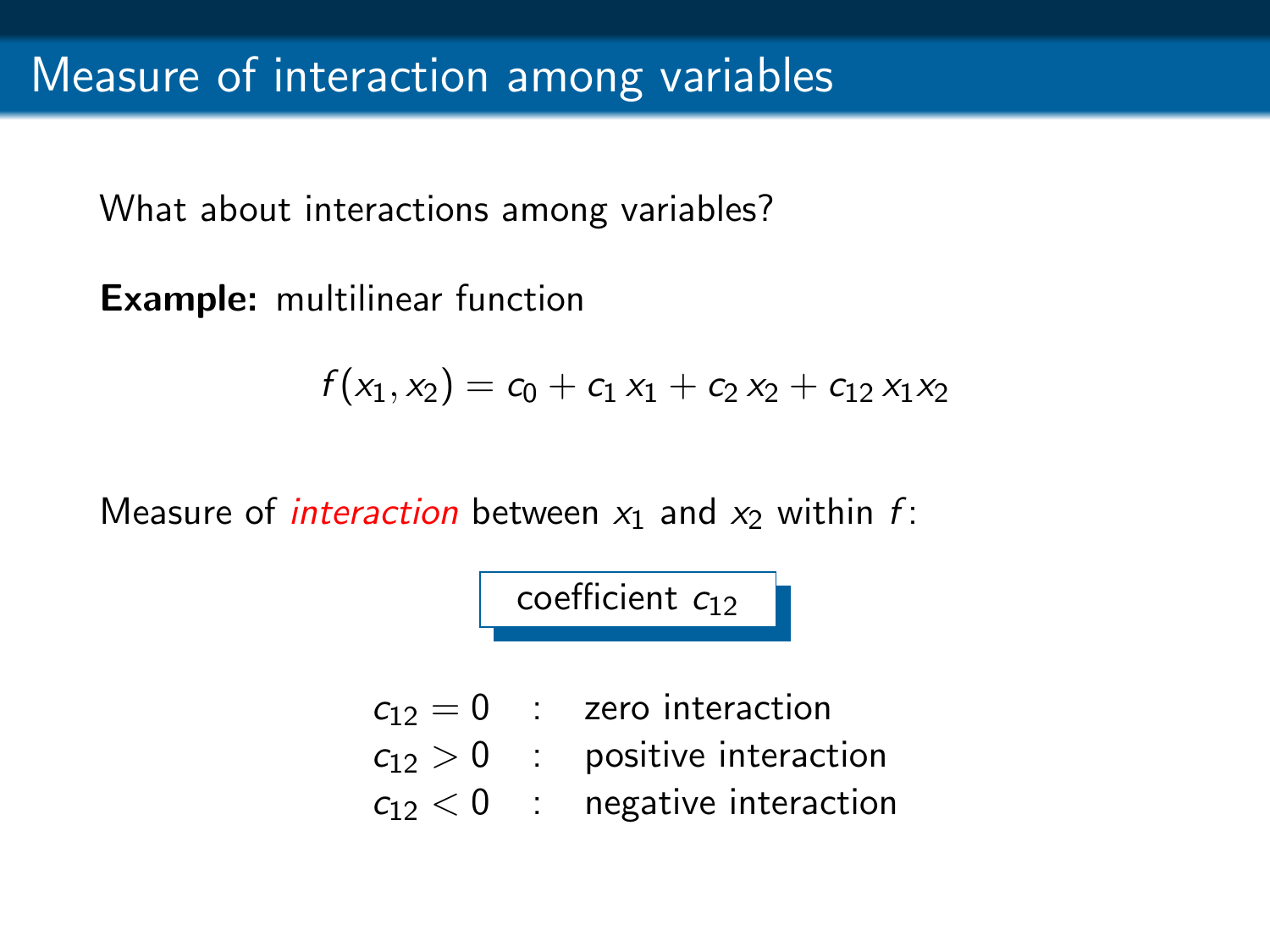# Measure of interaction among variables

What about interactions among variables?

**Example:** multilinear function

$$f(x_1, x_2) = c_0 + c_1\, x_1 + c_2\, x_2 + c_{12}\, x_1 x_2$$

Measure of *interaction* between $x_1$ and $x_2$ within $f$:

coefficient $c_{12}$

| | | |
|---|---|---|
| $c_{12} = 0$ | : | zero interaction |
| $c_{12} > 0$ | : | positive interaction |
| $c_{12} < 0$ | : | negative interaction |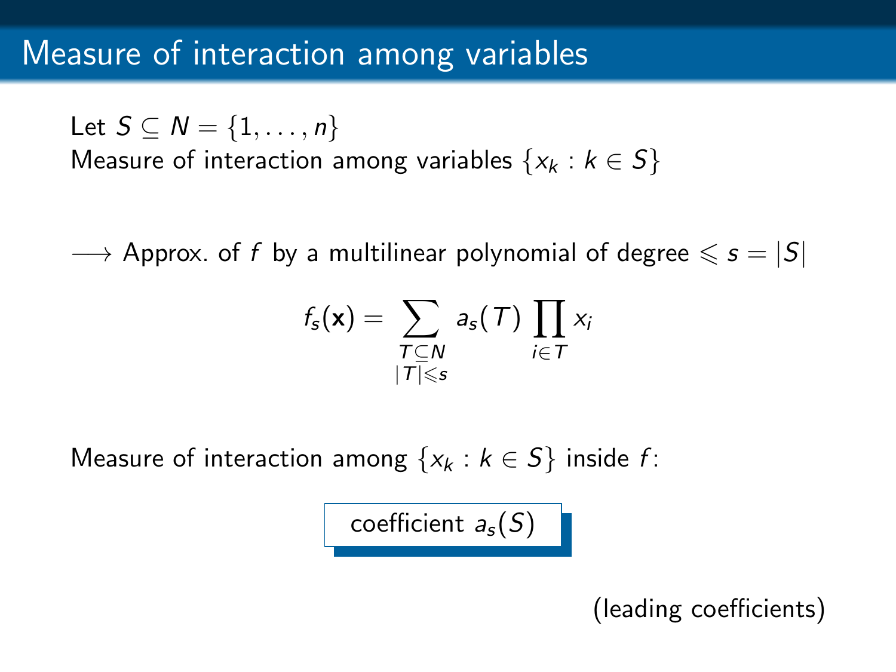# Measure of interaction among variables

Let $S \subseteq N = \{1, \ldots, n\}$
Measure of interaction among variables $\{x_k : k \in S\}$

$\longrightarrow$ Approx. of $f$ by a multilinear polynomial of degree $\leqslant s = |S|$

$$f_s(\mathbf{x}) = \sum_{\substack{T \subseteq N \\ |T| \leqslant s}} a_s(T) \prod_{i \in T} x_i$$

Measure of interaction among $\{x_k : k \in S\}$ inside $f$:

**coefficient $a_s(S)$**

(leading coefficients)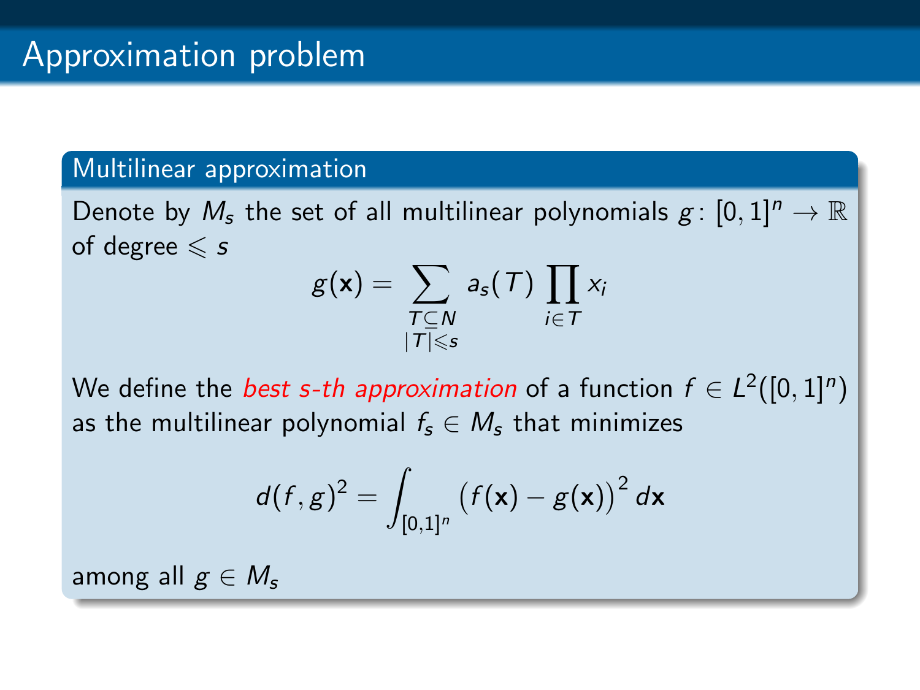# Approximation problem

### Multilinear approximation

Denote by $M_s$ the set of all multilinear polynomials $g\colon [0,1]^n \to \mathbb{R}$ of degree $\leqslant s$

$$g(\mathbf{x}) = \sum_{\substack{T \subseteq N \\ |T| \leqslant s}} a_s(T) \prod_{i \in T} x_i$$

We define the *best s-th approximation* of a function $f \in L^2([0,1]^n)$ as the multilinear polynomial $f_s \in M_s$ that minimizes

$$d(f,g)^2 = \int_{[0,1]^n} \big(f(\mathbf{x}) - g(\mathbf{x})\big)^2 \, d\mathbf{x}$$

among all $g \in M_s$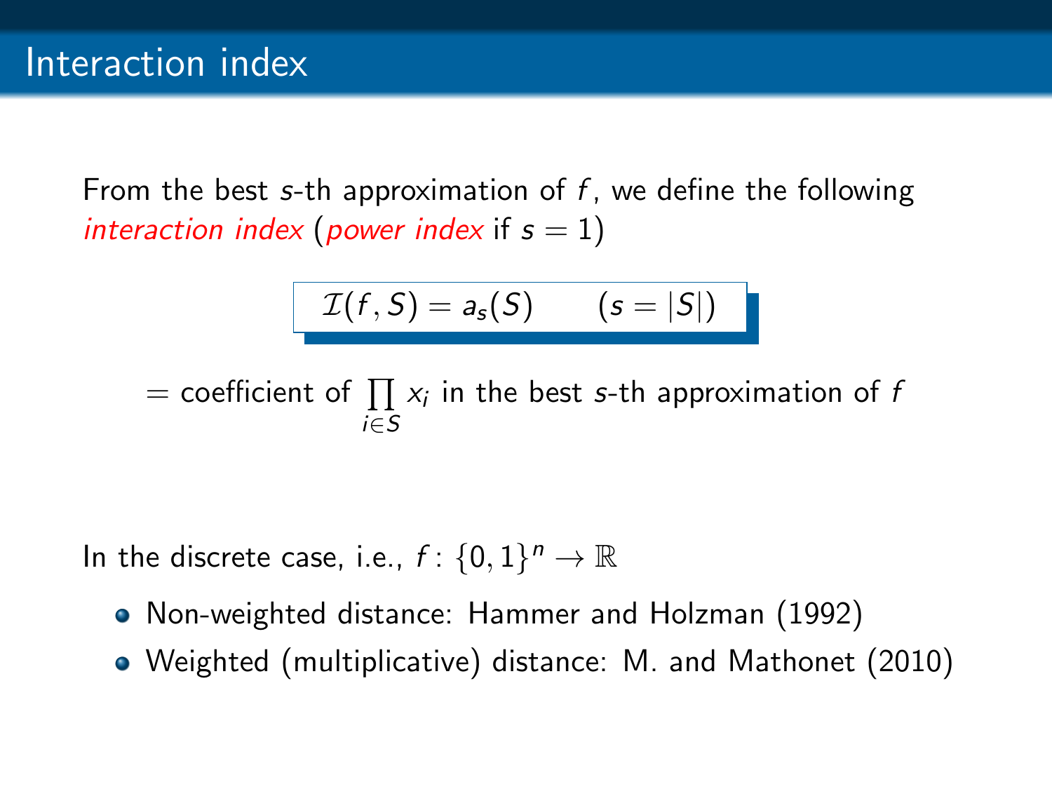# Interaction index

From the best $s$-th approximation of $f$, we define the following *interaction index* (*power index* if $s = 1$)

$$\mathcal{I}(f, S) = a_s(S) \qquad (s = |S|)$$

$$= \text{coefficient of } \prod_{i \in S} x_i \text{ in the best } s\text{-th approximation of } f$$

In the discrete case, i.e., $f \colon \{0, 1\}^n \to \mathbb{R}$

- Non-weighted distance: Hammer and Holzman (1992)
- Weighted (multiplicative) distance: M. and Mathonet (2010)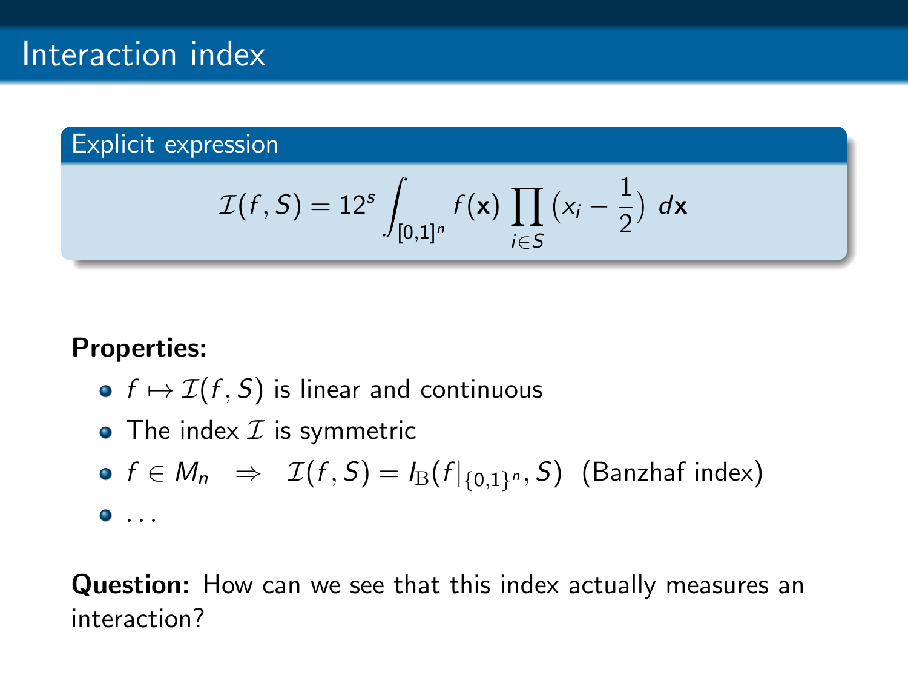# Interaction index

**Explicit expression**

$$\mathcal{I}(f,S) = 12^s \int_{[0,1]^n} f(\mathbf{x}) \prod_{i \in S} \left(x_i - \frac{1}{2}\right) \, d\mathbf{x}$$

**Properties:**

- $f \mapsto \mathcal{I}(f,S)$ is linear and continuous
- The index $\mathcal{I}$ is symmetric
- $f \in M_n \quad \Rightarrow \quad \mathcal{I}(f,S) = I_{\mathrm{B}}(f|_{\{0,1\}^n}, S)$ (Banzhaf index)
- ...

**Question:** How can we see that this index actually measures an interaction?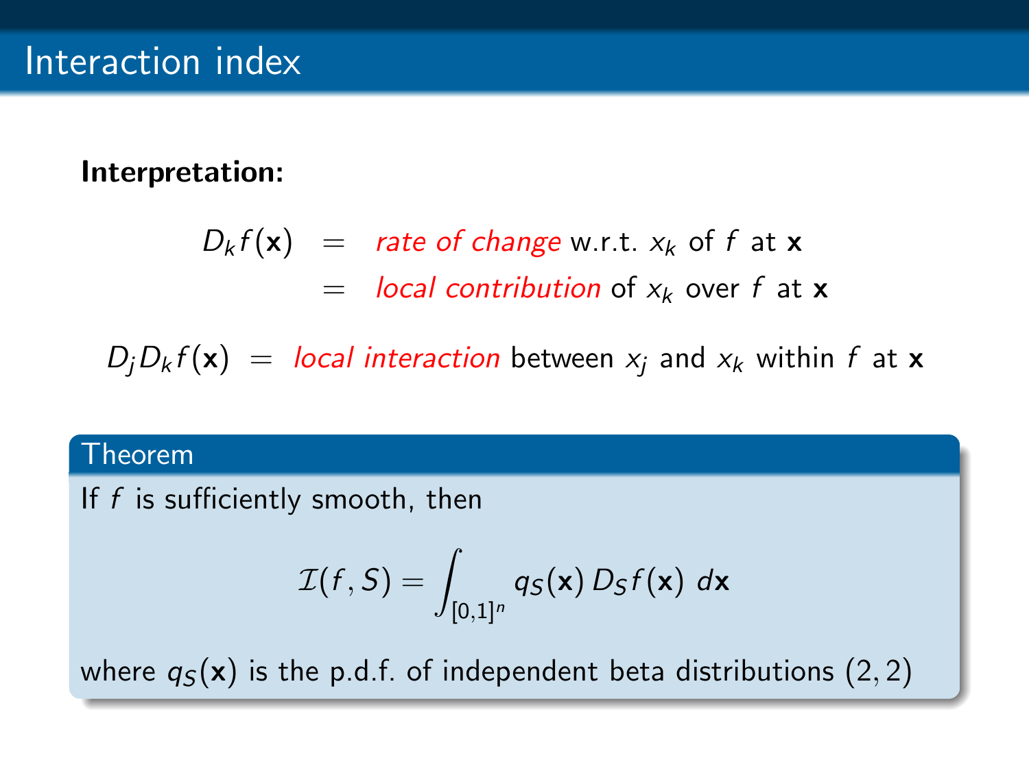# Interaction index

**Interpretation:**

$$
\begin{aligned}
D_k f(\mathbf{x}) &= \textit{rate of change} \text{ w.r.t. } x_k \text{ of } f \text{ at } \mathbf{x} \\
&= \textit{local contribution} \text{ of } x_k \text{ over } f \text{ at } \mathbf{x}
\end{aligned}
$$

$$
D_j D_k f(\mathbf{x}) = \textit{local interaction} \text{ between } x_j \text{ and } x_k \text{ within } f \text{ at } \mathbf{x}
$$

**Theorem**

If $f$ is sufficiently smooth, then

$$
\mathcal{I}(f, S) = \int_{[0,1]^n} q_S(\mathbf{x}) \, D_S f(\mathbf{x}) \; d\mathbf{x}
$$

where $q_S(\mathbf{x})$ is the p.d.f. of independent beta distributions $(2, 2)$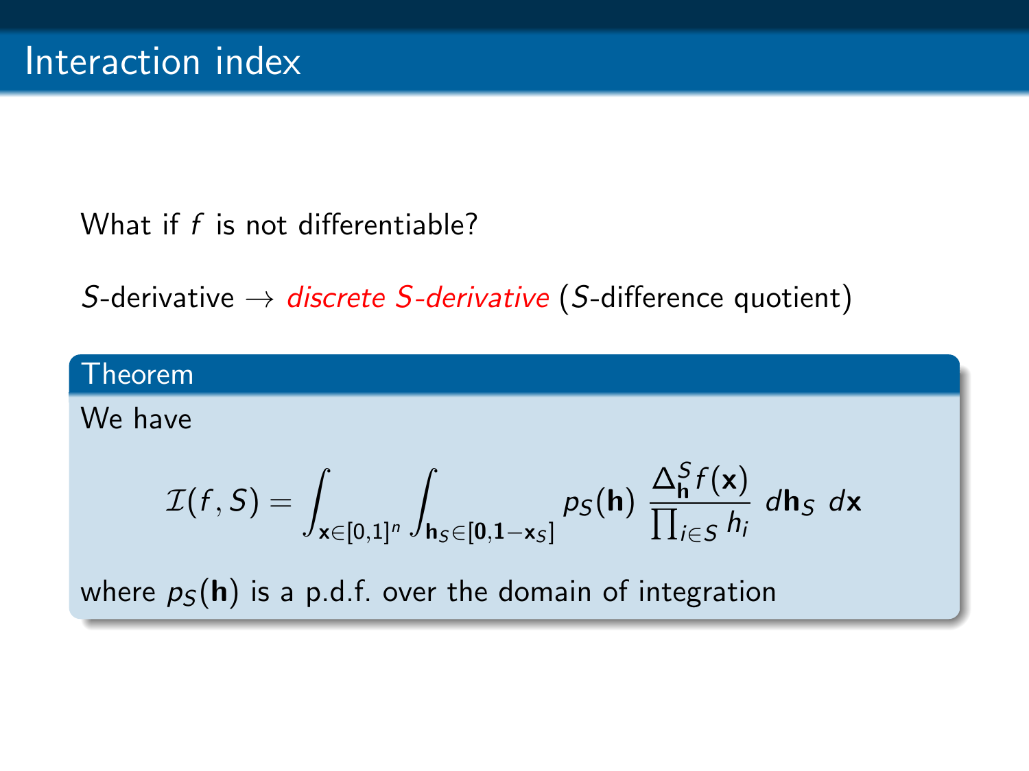# Interaction index

What if $f$ is not differentiable?

$S$-derivative $\rightarrow$ *discrete $S$-derivative* ($S$-difference quotient)

**Theorem**

We have

$$\mathcal{I}(f, S) = \int_{\mathbf{x} \in [0,1]^n} \int_{\mathbf{h}_S \in [\mathbf{0}, \mathbf{1} - \mathbf{x}_S]} p_S(\mathbf{h}) \, \frac{\Delta_{\mathbf{h}}^S f(\mathbf{x})}{\prod_{i \in S} h_i} \, d\mathbf{h}_S \, d\mathbf{x}$$

where $p_S(\mathbf{h})$ is a p.d.f. over the domain of integration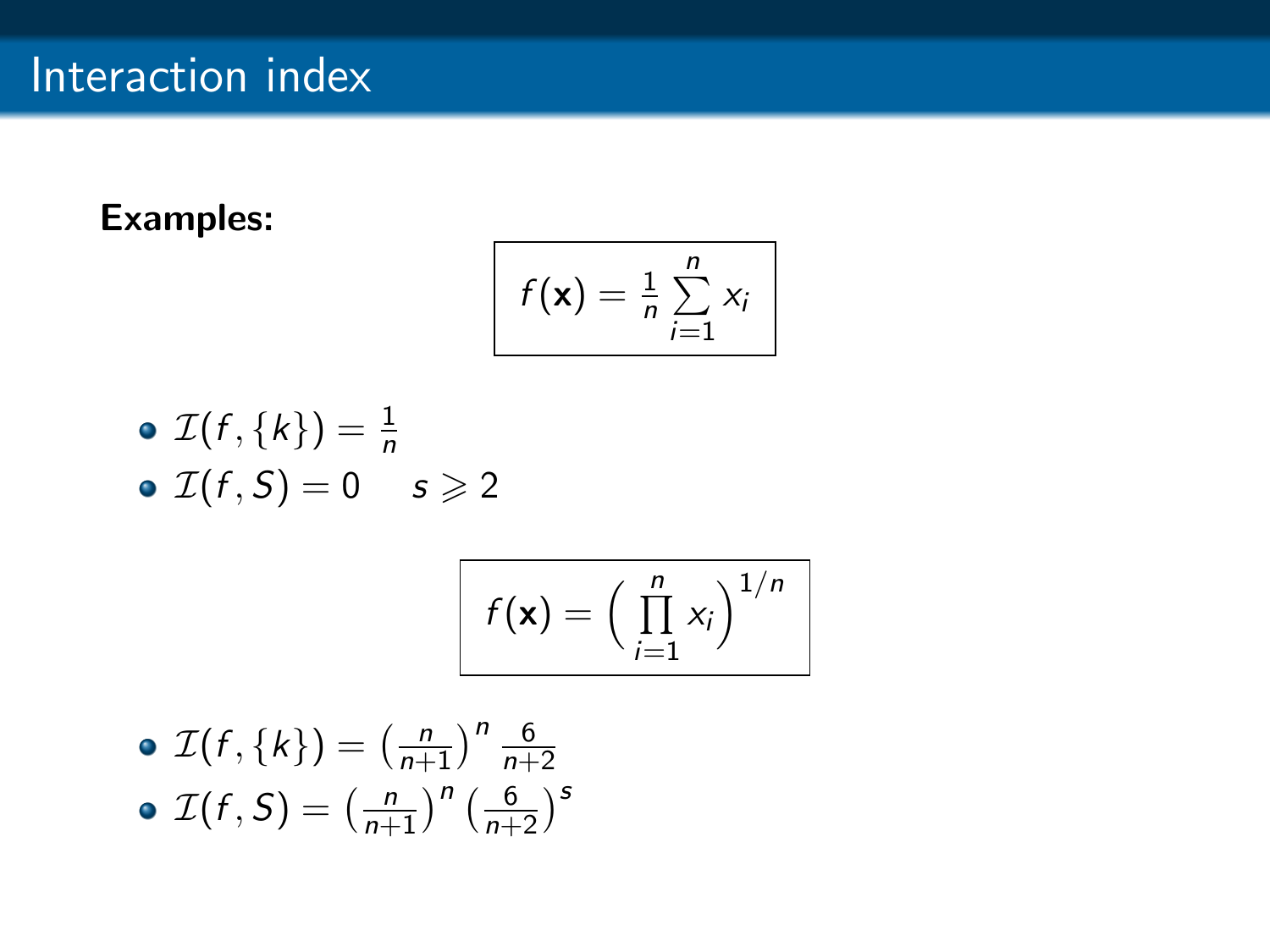# Interaction index

**Examples:**

$$\boxed{f(\mathbf{x}) = \frac{1}{n} \sum_{i=1}^{n} x_i}$$

- $\mathcal{I}(f, \{k\}) = \frac{1}{n}$
- $\mathcal{I}(f, S) = 0 \quad s \geqslant 2$

$$\boxed{f(\mathbf{x}) = \Big( \prod_{i=1}^{n} x_i \Big)^{1/n}}$$

- $\mathcal{I}(f, \{k\}) = \left(\frac{n}{n+1}\right)^{n} \frac{6}{n+2}$
- $\mathcal{I}(f, S) = \left(\frac{n}{n+1}\right)^{n} \left(\frac{6}{n+2}\right)^{s}$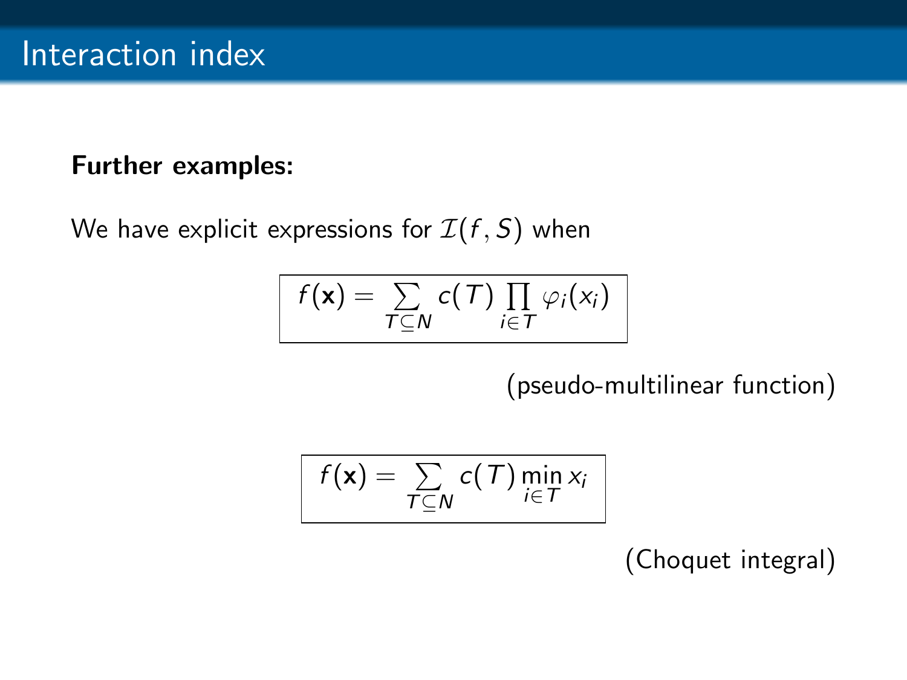# Interaction index

**Further examples:**

We have explicit expressions for $\mathcal{I}(f,S)$ when

$$f(\mathbf{x}) = \sum_{T\subseteq N} c(T)\prod_{i\in T}\varphi_i(x_i)$$

(pseudo-multilinear function)

$$f(\mathbf{x}) = \sum_{T\subseteq N} c(T)\min_{i\in T} x_i$$

(Choquet integral)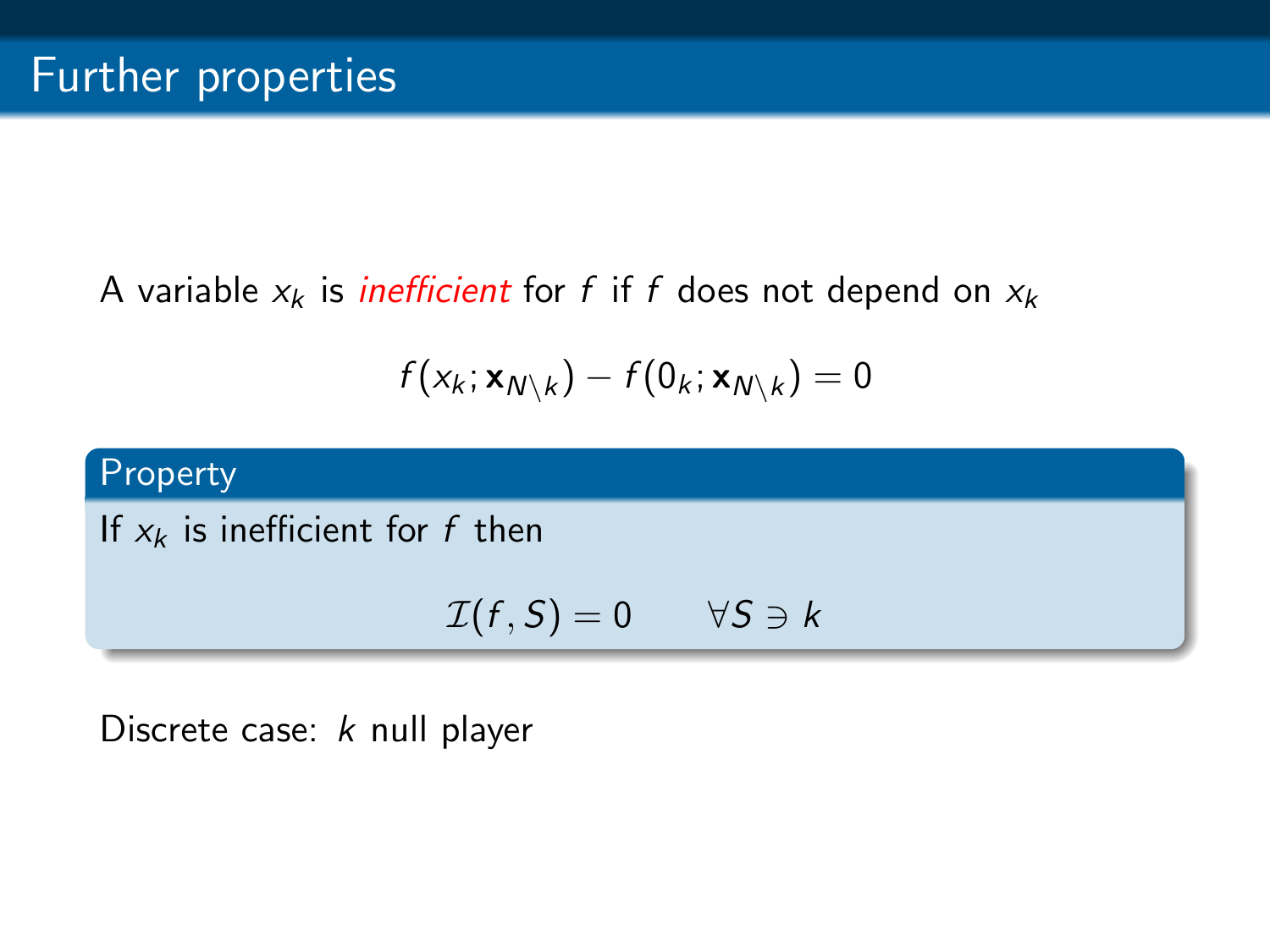# Further properties

A variable $x_k$ is *inefficient* for $f$ if $f$ does not depend on $x_k$

$$f(x_k; \mathbf{x}_{N\setminus k}) - f(0_k; \mathbf{x}_{N\setminus k}) = 0$$

**Property**

If $x_k$ is inefficient for $f$ then

$$\mathcal{I}(f, S) = 0 \qquad \forall S \ni k$$

Discrete case: $k$ null player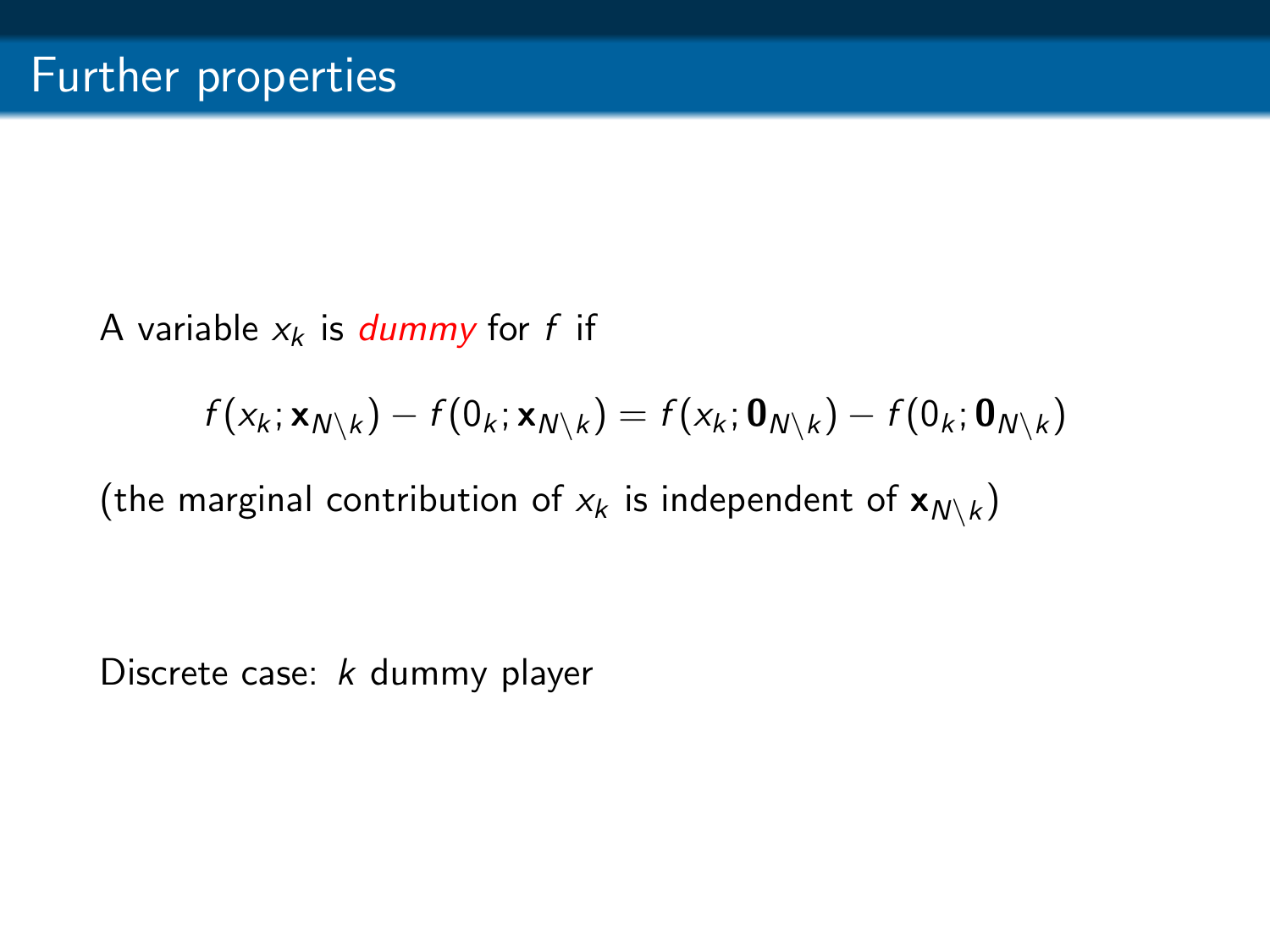# Further properties

A variable $x_k$ is *dummy* for $f$ if

$$f(x_k; \mathbf{x}_{N\setminus k}) - f(0_k; \mathbf{x}_{N\setminus k}) = f(x_k; \mathbf{0}_{N\setminus k}) - f(0_k; \mathbf{0}_{N\setminus k})$$

(the marginal contribution of $x_k$ is independent of $\mathbf{x}_{N\setminus k}$)

Discrete case: $k$ dummy player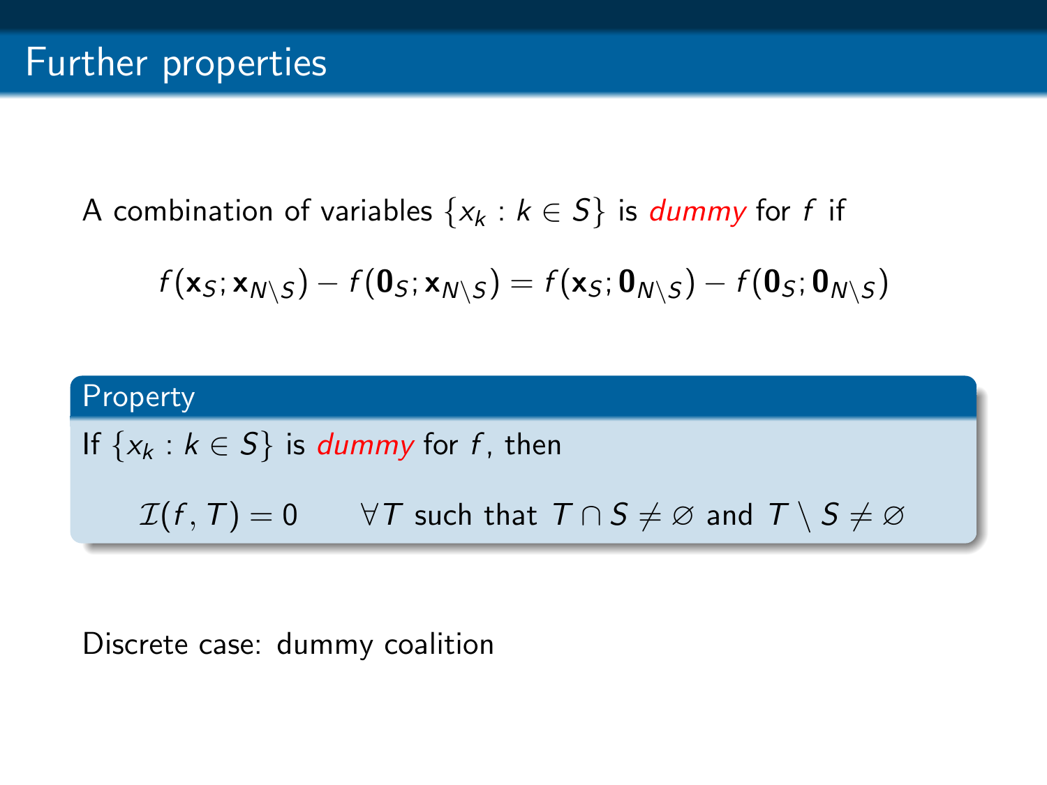# Further properties

A combination of variables $\{x_k : k \in S\}$ is *dummy* for $f$ if

$$f(\mathbf{x}_S; \mathbf{x}_{N \setminus S}) - f(\mathbf{0}_S; \mathbf{x}_{N \setminus S}) = f(\mathbf{x}_S; \mathbf{0}_{N \setminus S}) - f(\mathbf{0}_S; \mathbf{0}_{N \setminus S})$$

**Property**

If $\{x_k : k \in S\}$ is *dummy* for $f$, then

$$\mathcal{I}(f, T) = 0 \qquad \forall T \text{ such that } T \cap S \neq \varnothing \text{ and } T \setminus S \neq \varnothing$$

Discrete case: dummy coalition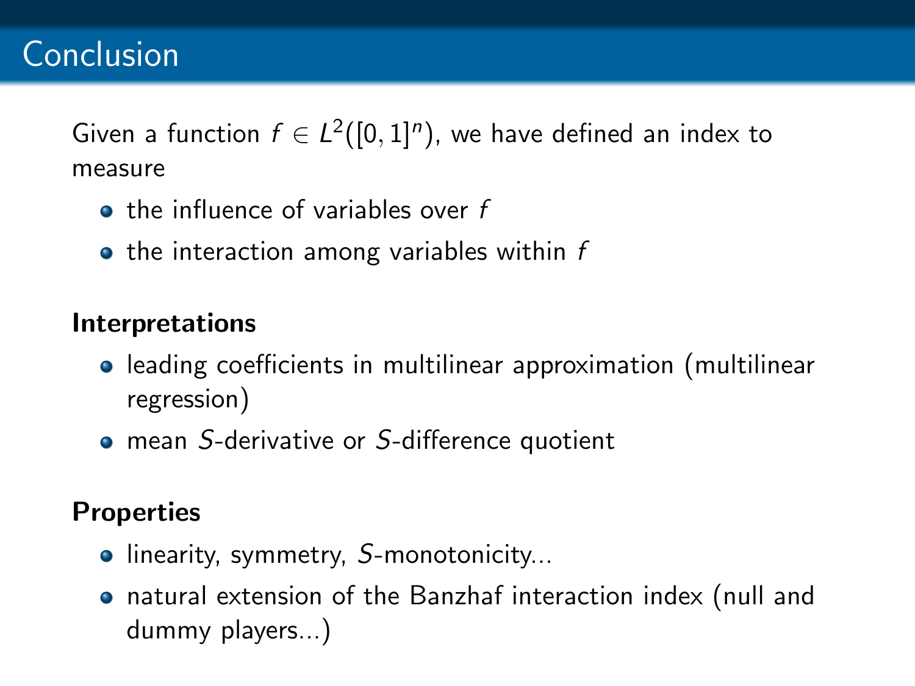# Conclusion

Given a function $f \in L^2([0,1]^n)$, we have defined an index to measure

- the influence of variables over $f$
- the interaction among variables within $f$

**Interpretations**

- leading coefficients in multilinear approximation (multilinear regression)
- mean $S$-derivative or $S$-difference quotient

**Properties**

- linearity, symmetry, $S$-monotonicity...
- natural extension of the Banzhaf interaction index (null and dummy players...)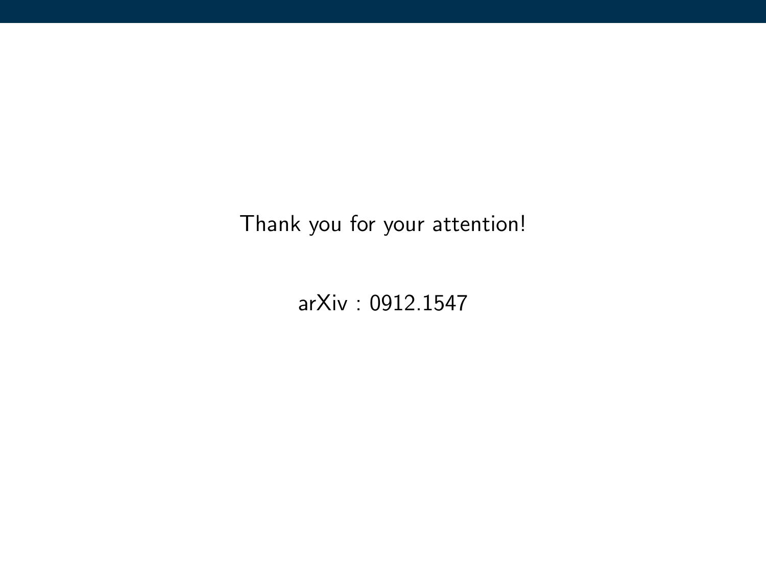Thank you for your attention!

arXiv : 0912.1547